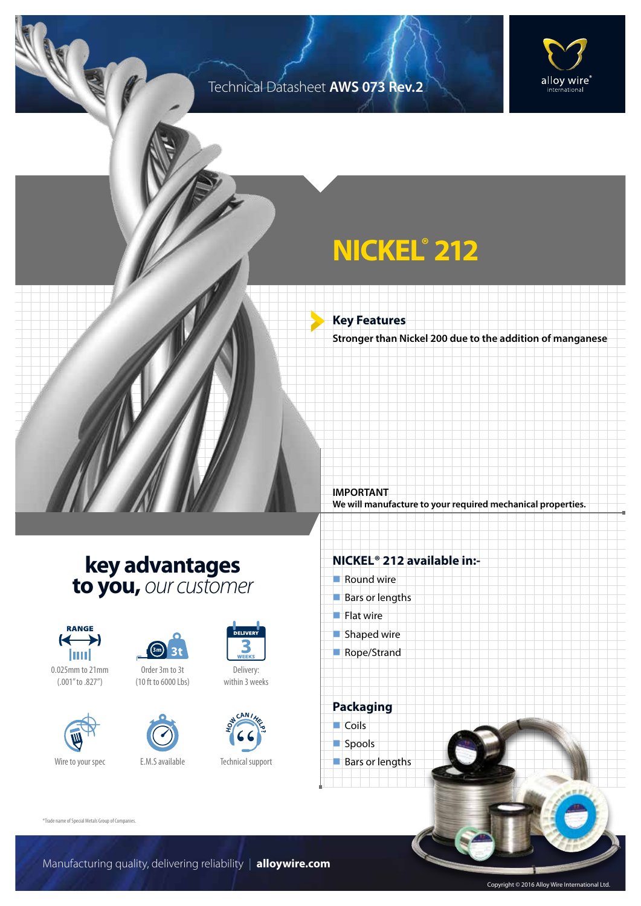Technical Datasheet **AWS 073 Rev.2**

# NICKEL® 212

## Key Features

**Stronger than Nickel 200 due to the addition of manganese**

**IMPORTANT**
**We will manufacture to your required mechanical properties.**

## key advantages to you, *our customer*

- RANGE: 0.025mm to 21mm (.001" to .827")
- Order 3m to 3t (10 ft to 6000 Lbs)
- Delivery: within 3 weeks
- Wire to your spec
- E.M.S available
- Technical support

## NICKEL® 212 available in:-

- Round wire
- Bars or lengths
- Flat wire
- Shaped wire
- Rope/Strand

## Packaging

- Coils
- Spools
- Bars or lengths

*Trade name of Special Metals Group of Companies.

Manufacturing quality, delivering reliability | **alloywire.com**

Copyright © 2016 Alloy Wire International Ltd.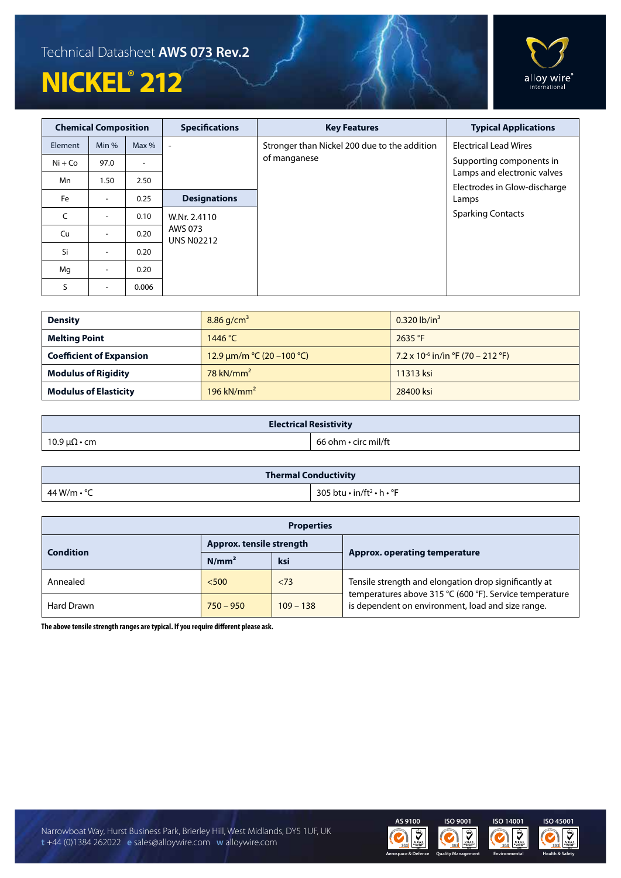Technical Datasheet **AWS 073 Rev.2**

# NICKEL® 212

| Chemical Composition | | | Specifications | Key Features | Typical Applications |
|---|---|---|---|---|---|
| Element | Min % | Max % | - | Stronger than Nickel 200 due to the addition of manganese | Electrical Lead Wires<br>Supporting components in Lamps and electronic valves<br>Electrodes in Glow-discharge Lamps<br>Sparking Contacts |
| Ni + Co | 97.0 | - | | | |
| Mn | 1.50 | 2.50 | | | |
| Fe | - | 0.25 | **Designations** | | |
| C | - | 0.10 | W.Nr. 2.4110<br>AWS 073<br>UNS N02212 | | |
| Cu | - | 0.20 | | | |
| Si | - | 0.20 | | | |
| Mg | - | 0.20 | | | |
| S | - | 0.006 | | | |

| | | |
|---|---|---|
| **Density** | 8.86 g/cm³ | 0.320 lb/in³ |
| **Melting Point** | 1446 °C | 2635 °F |
| **Coefficient of Expansion** | 12.9 µm/m °C (20 – 100 °C) | 7.2 x $10^{-6}$ in/in °F (70 – 212 °F) |
| **Modulus of Rigidity** | 78 kN/mm² | 11313 ksi |
| **Modulus of Elasticity** | 196 kN/mm² | 28400 ksi |

| **Electrical Resistivity** | |
|---|---|
| 10.9 µΩ • cm | 66 ohm • circ mil/ft |

| **Thermal Conductivity** | |
|---|---|
| 44 W/m • °C | 305 btu • in/ft² • h • °F |

| **Properties** | | | |
|---|---|---|---|
| **Condition** | **Approx. tensile strength** | | **Approx. operating temperature** |
| | **N/mm²** | **ksi** | |
| Annealed | <500 | <73 | Tensile strength and elongation drop significantly at temperatures above 315 °C (600 °F). Service temperature is dependent on environment, load and size range. |
| Hard Drawn | 750 – 950 | 109 – 138 | |

**The above tensile strength ranges are typical. If you require different please ask.**

Narrowboat Way, Hurst Business Park, Brierley Hill, West Midlands, DY5 1UF, UK
t +44 (0)1384 262022 e sales@alloywire.com w alloywire.com

AS 9100 Aerospace & Defence | ISO 9001 Quality Management | ISO 14001 Environmental | ISO 45001 Health & Safety